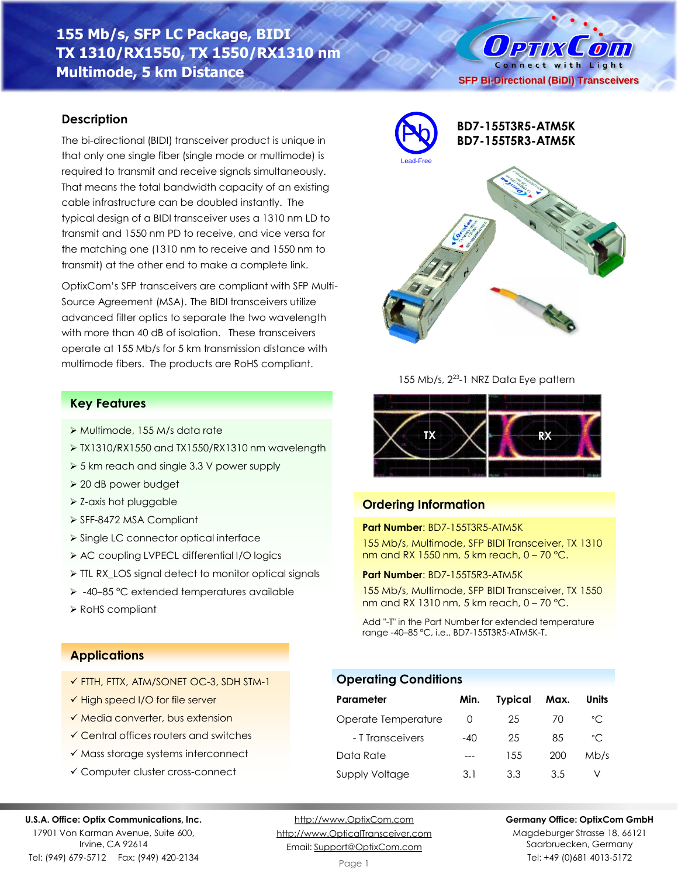# 155 Mb/s, SFP LC Package, BIDI TX 1310/RX1550, TX 1550/RX1310 nm Multimode, 5 km Distance

**SFP Bi-Directional (BiDi) Transceivers**

**BD7-155T3R5-ATM5K**
**BD7-155T5R3-ATM5K**

Lead-Free

## Description

The bi-directional (BIDI) transceiver product is unique in that only one single fiber (single mode or multimode) is required to transmit and receive signals simultaneously. That means the total bandwidth capacity of an existing cable infrastructure can be doubled instantly. The typical design of a BIDI transceiver uses a 1310 nm LD to transmit and 1550 nm PD to receive, and vice versa for the matching one (1310 nm to receive and 1550 nm to transmit) at the other end to make a complete link.

OptixCom's SFP transceivers are compliant with SFP Multi-Source Agreement (MSA). The BIDI transceivers utilize advanced filter optics to separate the two wavelength with more than 40 dB of isolation. These transceivers operate at 155 Mb/s for 5 km transmission distance with multimode fibers. The products are RoHS compliant.

155 Mb/s, $2^{23}$-1 NRZ Data Eye pattern

TX RX

## Key Features

- Multimode, 155 M/s data rate
- TX1310/RX1550 and TX1550/RX1310 nm wavelength
- 5 km reach and single 3.3 V power supply
- 20 dB power budget
- Z-axis hot pluggable
- SFF-8472 MSA Compliant
- Single LC connector optical interface
- AC coupling LVPECL differential I/O logics
- TTL RX_LOS signal detect to monitor optical signals
- -40–85 °C extended temperatures available
- RoHS compliant

## Applications

- ✓ FTTH, FTTX, ATM/SONET OC-3, SDH STM-1
- ✓ High speed I/O for file server
- ✓ Media converter, bus extension
- ✓ Central offices routers and switches
- ✓ Mass storage systems interconnect
- ✓ Computer cluster cross-connect

## Ordering Information

**Part Number**: BD7-155T3R5-ATM5K

155 Mb/s, Multimode, SFP BIDI Transceiver, TX 1310 nm and RX 1550 nm, 5 km reach, 0 – 70 °C.

**Part Number**: BD7-155T5R3-ATM5K

155 Mb/s, Multimode, SFP BIDI Transceiver, TX 1550 nm and RX 1310 nm, 5 km reach, 0 – 70 °C.

Add "-T" in the Part Number for extended temperature range -40–85 °C, i.e., BD7-155T3R5-ATM5K-T.

## Operating Conditions

| Parameter | Min. | Typical | Max. | Units |
|---|---|---|---|---|
| Operate Temperature | 0 | 25 | 70 | °C |
| - T Transceivers | -40 | 25 | 85 | °C |
| Data Rate | --- | 155 | 200 | Mb/s |
| Supply Voltage | 3.1 | 3.3 | 3.5 | V |

**U.S.A. Office: Optix Communications, Inc.**
17901 Von Karman Avenue, Suite 600, Irvine, CA 92614
Tel: (949) 679-5712 Fax: (949) 420-2134

http://www.OptixCom.com
http://www.OpticalTransceiver.com
Email: Support@OptixCom.com

**Germany Office: OptixCom GmbH**
Magdeburger Strasse 18, 66121 Saarbruecken, Germany
Tel: +49 (0)681 4013-5172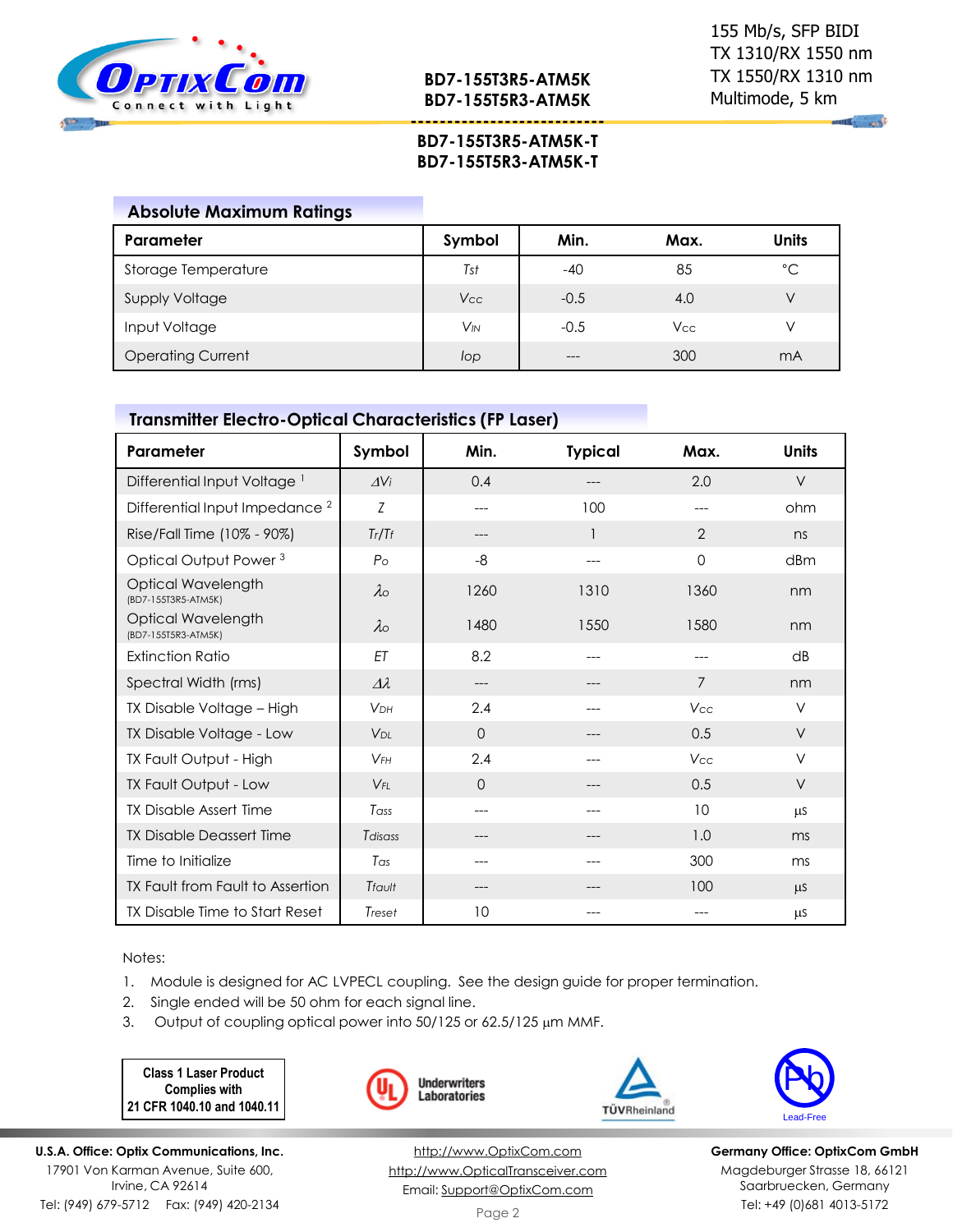BD7-155T3R5-ATM5K
BD7-155T5R3-ATM5K

BD7-155T3R5-ATM5K-T
BD7-155T5R3-ATM5K-T

155 Mb/s, SFP BIDI
TX 1310/RX 1550 nm
TX 1550/RX 1310 nm
Multimode, 5 km

## Absolute Maximum Ratings

| Parameter | Symbol | Min. | Max. | Units |
|---|---|---|---|---|
| Storage Temperature | $T_{st}$ | -40 | 85 | °C |
| Supply Voltage | $V_{CC}$ | -0.5 | 4.0 | V |
| Input Voltage | $V_{IN}$ | -0.5 | $V_{CC}$ | V |
| Operating Current | $I_{op}$ | --- | 300 | mA |

## Transmitter Electro-Optical Characteristics (FP Laser)

| Parameter | Symbol | Min. | Typical | Max. | Units |
|---|---|---|---|---|---|
| Differential Input Voltage [1] | $\Delta V_i$ | 0.4 | --- | 2.0 | V |
| Differential Input Impedance [2] | $Z$ | --- | 100 | --- | ohm |
| Rise/Fall Time (10% - 90%) | $T_r/T_f$ | --- | 1 | 2 | ns |
| Optical Output Power [3] | $P_o$ | -8 | --- | 0 | dBm |
| Optical Wavelength (BD7-155T3R5-ATM5K) | $\lambda_o$ | 1260 | 1310 | 1360 | nm |
| Optical Wavelength (BD7-155T5R3-ATM5K) | $\lambda_o$ | 1480 | 1550 | 1580 | nm |
| Extinction Ratio | $ET$ | 8.2 | --- | --- | dB |
| Spectral Width (rms) | $\Delta\lambda$ | --- | --- | 7 | nm |
| TX Disable Voltage – High | $V_{DH}$ | 2.4 | --- | $V_{CC}$ | V |
| TX Disable Voltage - Low | $V_{DL}$ | 0 | --- | 0.5 | V |
| TX Fault Output - High | $V_{FH}$ | 2.4 | --- | $V_{CC}$ | V |
| TX Fault Output - Low | $V_{FL}$ | 0 | --- | 0.5 | V |
| TX Disable Assert Time | $T_{ass}$ | --- | --- | 10 | µs |
| TX Disable Deassert Time | $T_{disass}$ | --- | --- | 1.0 | ms |
| Time to Initialize | $T_{as}$ | --- | --- | 300 | ms |
| TX Fault from Fault to Assertion | $T_{fault}$ | --- | --- | 100 | µs |
| TX Disable Time to Start Reset | $T_{reset}$ | 10 | --- | --- | µs |

Notes:

1. Module is designed for AC LVPECL coupling. See the design guide for proper termination.
2. Single ended will be 50 ohm for each signal line.
3. Output of coupling optical power into 50/125 or 62.5/125 µm MMF.

Class 1 Laser Product
Complies with
21 CFR 1040.10 and 1040.11

**U.S.A. Office: Optix Communications, Inc.**
17901 Von Karman Avenue, Suite 600,
Irvine, CA 92614
Tel: (949) 679-5712 Fax: (949) 420-2134

http://www.OptixCom.com
http://www.OpticalTransceiver.com
Email: Support@OptixCom.com

**Germany Office: OptixCom GmbH**
Magdeburger Strasse 18, 66121
Saarbruecken, Germany
Tel: +49 (0)681 4013-5172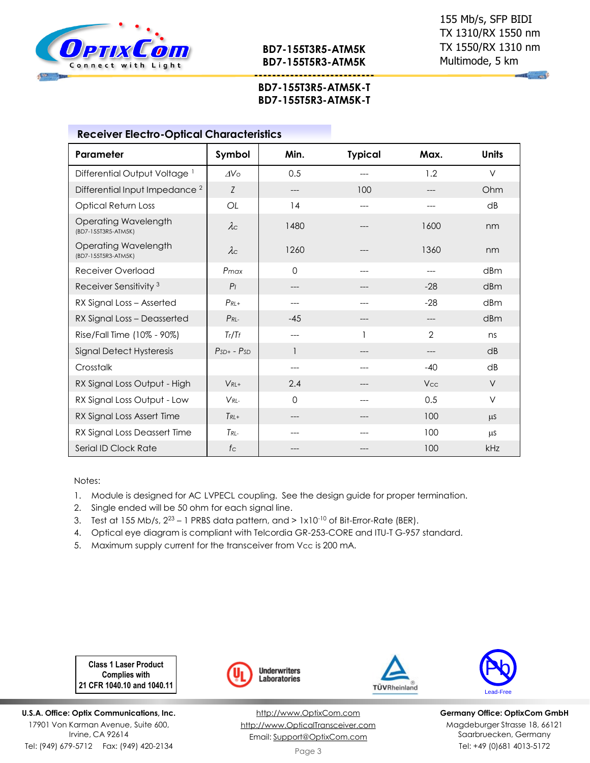# BD7-155T3R5-ATM5K
# BD7-155T5R3-ATM5K

155 Mb/s, SFP BIDI
TX 1310/RX 1550 nm
TX 1550/RX 1310 nm
Multimode, 5 km

# BD7-155T3R5-ATM5K-T
# BD7-155T5R3-ATM5K-T

## Receiver Electro-Optical Characteristics

| Parameter | Symbol | Min. | Typical | Max. | Units |
|---|---|---|---|---|---|
| Differential Output Voltage [1] | $\Delta V_o$ | 0.5 | --- | 1.2 | V |
| Differential Input Impedance [2] | $Z$ | --- | 100 | --- | Ohm |
| Optical Return Loss | $OL$ | 14 | --- | --- | dB |
| Operating Wavelength (BD7-155T3R5-ATM5K) | $\lambda_C$ | 1480 | --- | 1600 | nm |
| Operating Wavelength (BD7-155T5R3-ATM5K) | $\lambda_C$ | 1260 | --- | 1360 | nm |
| Receiver Overload | $P_{max}$ | 0 | --- | --- | dBm |
| Receiver Sensitivity [3] | $P_I$ | --- | --- | -28 | dBm |
| RX Signal Loss – Asserted | $P_{RL+}$ | --- | --- | -28 | dBm |
| RX Signal Loss – Deasserted | $P_{RL-}$ | -45 | --- | --- | dBm |
| Rise/Fall Time (10% - 90%) | $T_r/T_f$ | --- | 1 | 2 | ns |
| Signal Detect Hysteresis | $P_{SD+} - P_{SD}$ | 1 | --- | --- | dB |
| Crosstalk | | --- | --- | -40 | dB |
| RX Signal Loss Output - High | $V_{RL+}$ | 2.4 | --- | $V_{CC}$ | V |
| RX Signal Loss Output - Low | $V_{RL-}$ | 0 | --- | 0.5 | V |
| RX Signal Loss Assert Time | $T_{RL+}$ | --- | --- | 100 | µs |
| RX Signal Loss Deassert Time | $T_{RL-}$ | --- | --- | 100 | µs |
| Serial ID Clock Rate | $f_C$ | --- | --- | 100 | kHz |

Notes:

1. Module is designed for AC LVPECL coupling. See the design guide for proper termination.
2. Single ended will be 50 ohm for each signal line.
3. Test at 155 Mb/s, $2^{23} - 1$ PRBS data pattern, and > $1 \times 10^{-10}$ of Bit-Error-Rate (BER).
4. Optical eye diagram is compliant with Telcordia GR-253-CORE and ITU-T G-957 standard.
5. Maximum supply current for the transceiver from Vcc is 200 mA.

Class 1 Laser Product
Complies with
21 CFR 1040.10 and 1040.11

Underwriters Laboratories

TÜVRheinland

Lead-Free

**U.S.A. Office: Optix Communications, Inc.**
17901 Von Karman Avenue, Suite 600,
Irvine, CA 92614
Tel: (949) 679-5712 Fax: (949) 420-2134

http://www.OptixCom.com
http://www.OpticalTransceiver.com
Email: Support@OptixCom.com

**Germany Office: OptixCom GmbH**
Magdeburger Strasse 18, 66121
Saarbruecken, Germany
Tel: +49 (0)681 4013-5172